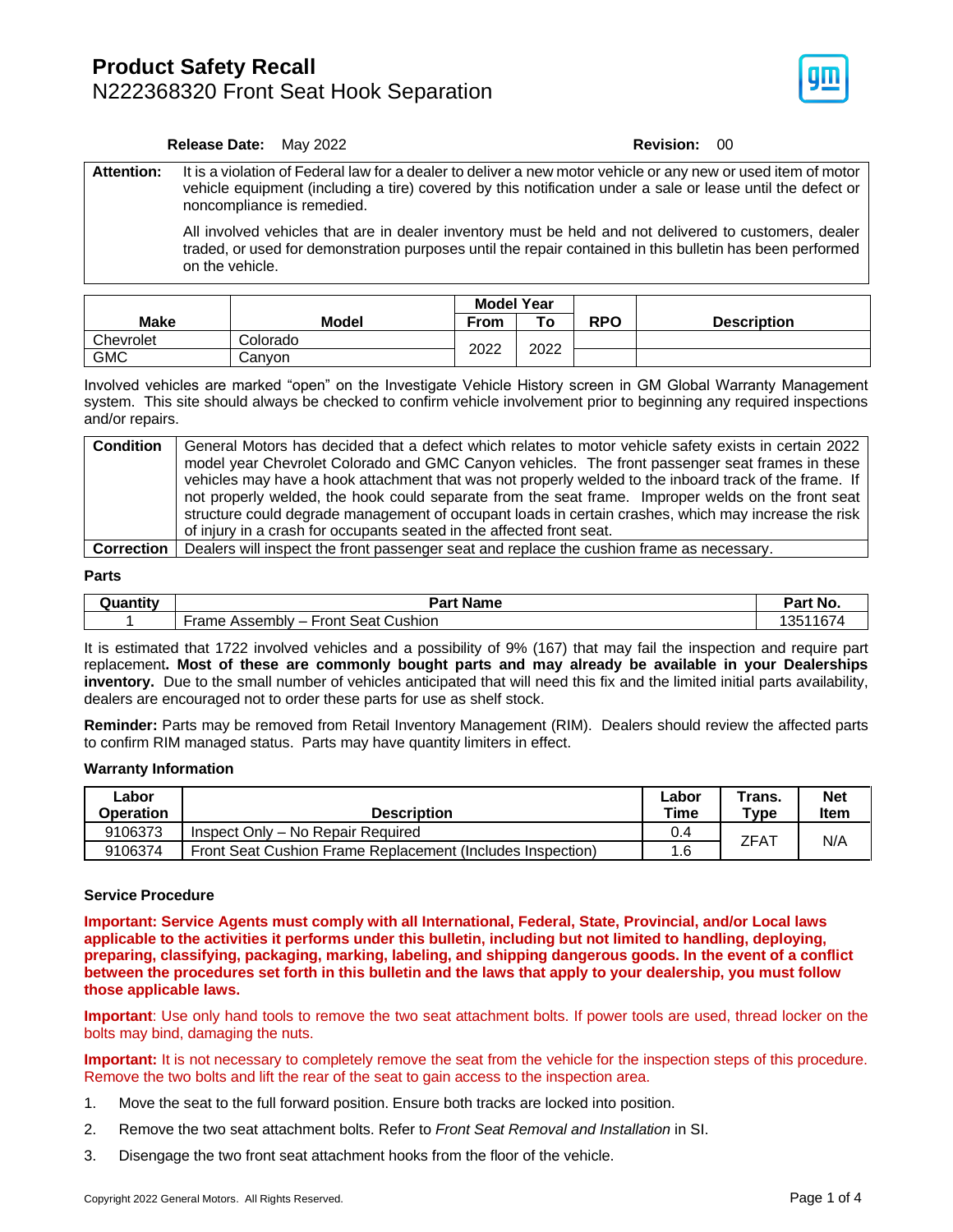# Product Safety Recall

## N222368320 Front Seat Hook Separation

**Release Date:** May 2022 **Revision:** 00

| **Attention:** | It is a violation of Federal law for a dealer to deliver a new motor vehicle or any new or used item of motor vehicle equipment (including a tire) covered by this notification under a sale or lease until the defect or noncompliance is remedied.<br><br>All involved vehicles that are in dealer inventory must be held and not delivered to customers, dealer traded, or used for demonstration purposes until the repair contained in this bulletin has been performed on the vehicle. |
|---|---|

| Make | Model | Model Year | | RPO | Description |
|---|---|---|---|---|---|
| | | From | To | | |
| Chevrolet | Colorado | 2022 | 2022 | | |
| GMC | Canyon | | | | |

Involved vehicles are marked "open" on the Investigate Vehicle History screen in GM Global Warranty Management system. This site should always be checked to confirm vehicle involvement prior to beginning any required inspections and/or repairs.

| | |
|---|---|
| **Condition** | General Motors has decided that a defect which relates to motor vehicle safety exists in certain 2022 model year Chevrolet Colorado and GMC Canyon vehicles. The front passenger seat frames in these vehicles may have a hook attachment that was not properly welded to the inboard track of the frame. If not properly welded, the hook could separate from the seat frame. Improper welds on the front seat structure could degrade management of occupant loads in certain crashes, which may increase the risk of injury in a crash for occupants seated in the affected front seat. |
| **Correction** | Dealers will inspect the front passenger seat and replace the cushion frame as necessary. |

### Parts

| Quantity | Part Name | Part No. |
|---|---|---|
| 1 | Frame Assembly – Front Seat Cushion | 13511674 |

It is estimated that 1722 involved vehicles and a possibility of 9% (167) that may fail the inspection and require part replacement**. Most of these are commonly bought parts and may already be available in your Dealerships inventory.** Due to the small number of vehicles anticipated that will need this fix and the limited initial parts availability, dealers are encouraged not to order these parts for use as shelf stock.

**Reminder:** Parts may be removed from Retail Inventory Management (RIM). Dealers should review the affected parts to confirm RIM managed status. Parts may have quantity limiters in effect.

### Warranty Information

| Labor Operation | Description | Labor Time | Trans. Type | Net Item |
|---|---|---|---|---|
| 9106373 | Inspect Only – No Repair Required | 0.4 | ZFAT | N/A |
| 9106374 | Front Seat Cushion Frame Replacement (Includes Inspection) | 1.6 | | |

### Service Procedure

**Important: Service Agents must comply with all International, Federal, State, Provincial, and/or Local laws applicable to the activities it performs under this bulletin, including but not limited to handling, deploying, preparing, classifying, packaging, marking, labeling, and shipping dangerous goods. In the event of a conflict between the procedures set forth in this bulletin and the laws that apply to your dealership, you must follow those applicable laws.**

**Important**: Use only hand tools to remove the two seat attachment bolts. If power tools are used, thread locker on the bolts may bind, damaging the nuts.

**Important:** It is not necessary to completely remove the seat from the vehicle for the inspection steps of this procedure. Remove the two bolts and lift the rear of the seat to gain access to the inspection area.

1. Move the seat to the full forward position. Ensure both tracks are locked into position.
2. Remove the two seat attachment bolts. Refer to *Front Seat Removal and Installation* in SI.
3. Disengage the two front seat attachment hooks from the floor of the vehicle.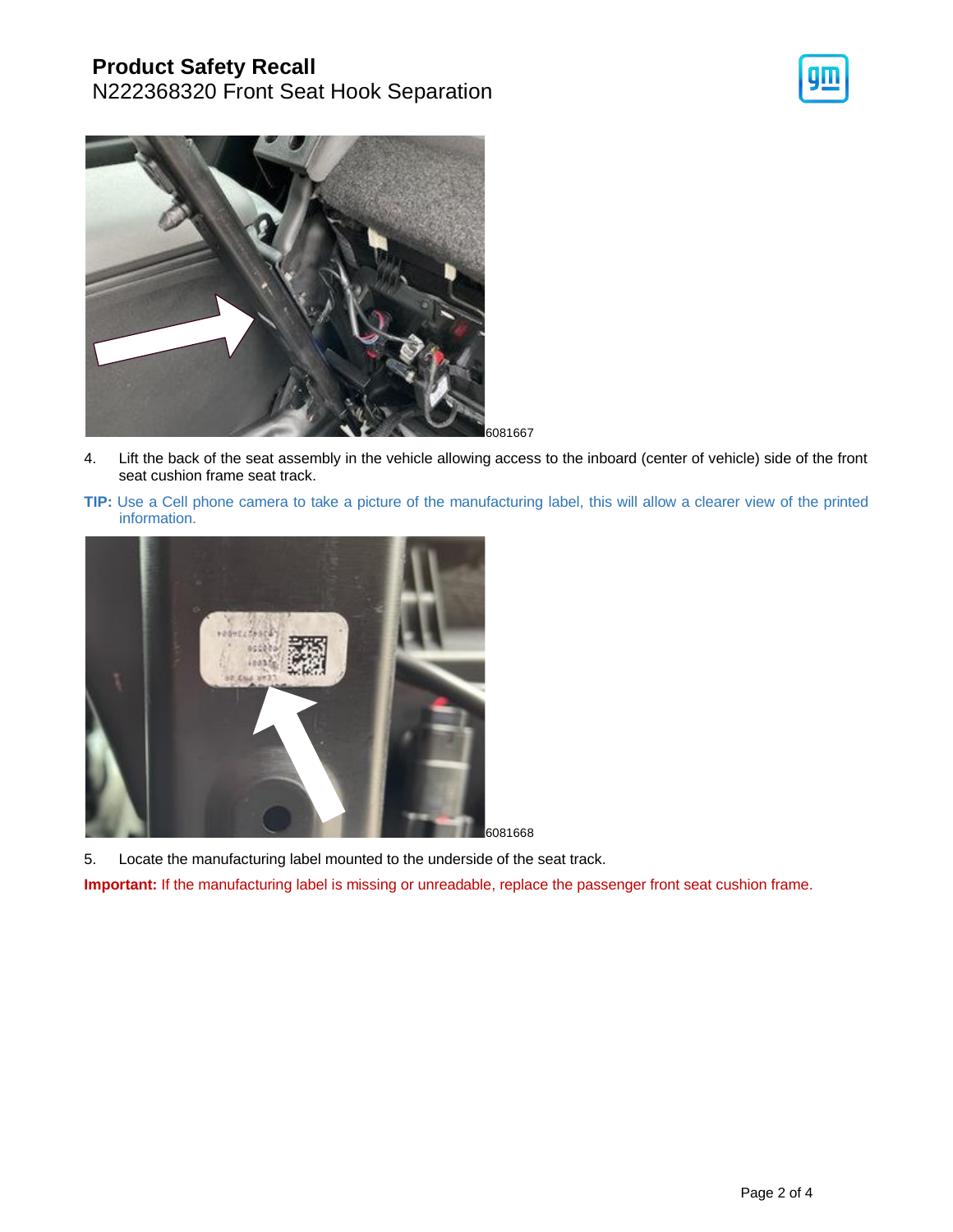6081667

4. Lift the back of the seat assembly in the vehicle allowing access to the inboard (center of vehicle) side of the front seat cushion frame seat track.

**TIP:** Use a Cell phone camera to take a picture of the manufacturing label, this will allow a clearer view of the printed information.

6081668

5. Locate the manufacturing label mounted to the underside of the seat track.

**Important:** If the manufacturing label is missing or unreadable, replace the passenger front seat cushion frame.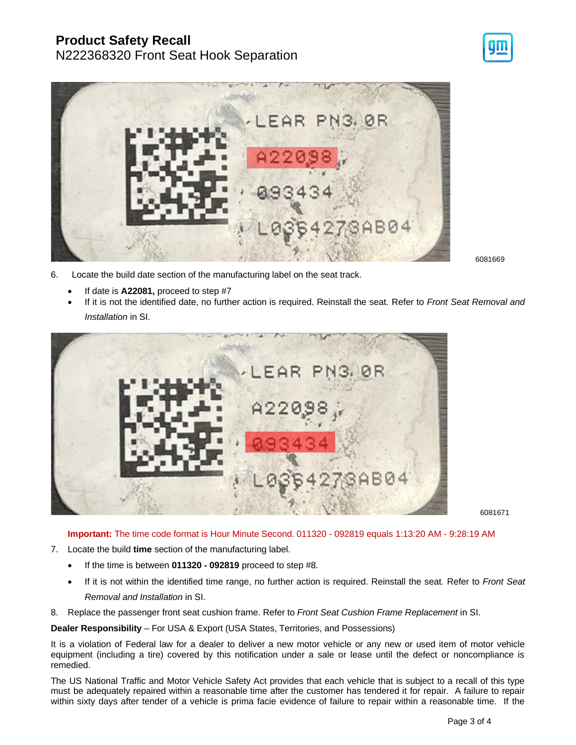6081669

6. Locate the build date section of the manufacturing label on the seat track.

   - If date is **A22081,** proceed to step #7
   - If it is not the identified date, no further action is required. Reinstall the seat. Refer to *Front Seat Removal and Installation* in SI.

6081671

**Important:** The time code format is Hour Minute Second. 011320 - 092819 equals 1:13:20 AM - 9:28:19 AM

7. Locate the build **time** section of the manufacturing label.

   - If the time is between **011320 - 092819** proceed to step #8.
   - If it is not within the identified time range, no further action is required. Reinstall the seat. Refer to *Front Seat Removal and Installation* in SI.

8. Replace the passenger front seat cushion frame. Refer to *Front Seat Cushion Frame Replacement* in SI.

**Dealer Responsibility** – For USA & Export (USA States, Territories, and Possessions)

It is a violation of Federal law for a dealer to deliver a new motor vehicle or any new or used item of motor vehicle equipment (including a tire) covered by this notification under a sale or lease until the defect or noncompliance is remedied.

The US National Traffic and Motor Vehicle Safety Act provides that each vehicle that is subject to a recall of this type must be adequately repaired within a reasonable time after the customer has tendered it for repair. A failure to repair within sixty days after tender of a vehicle is prima facie evidence of failure to repair within a reasonable time. If the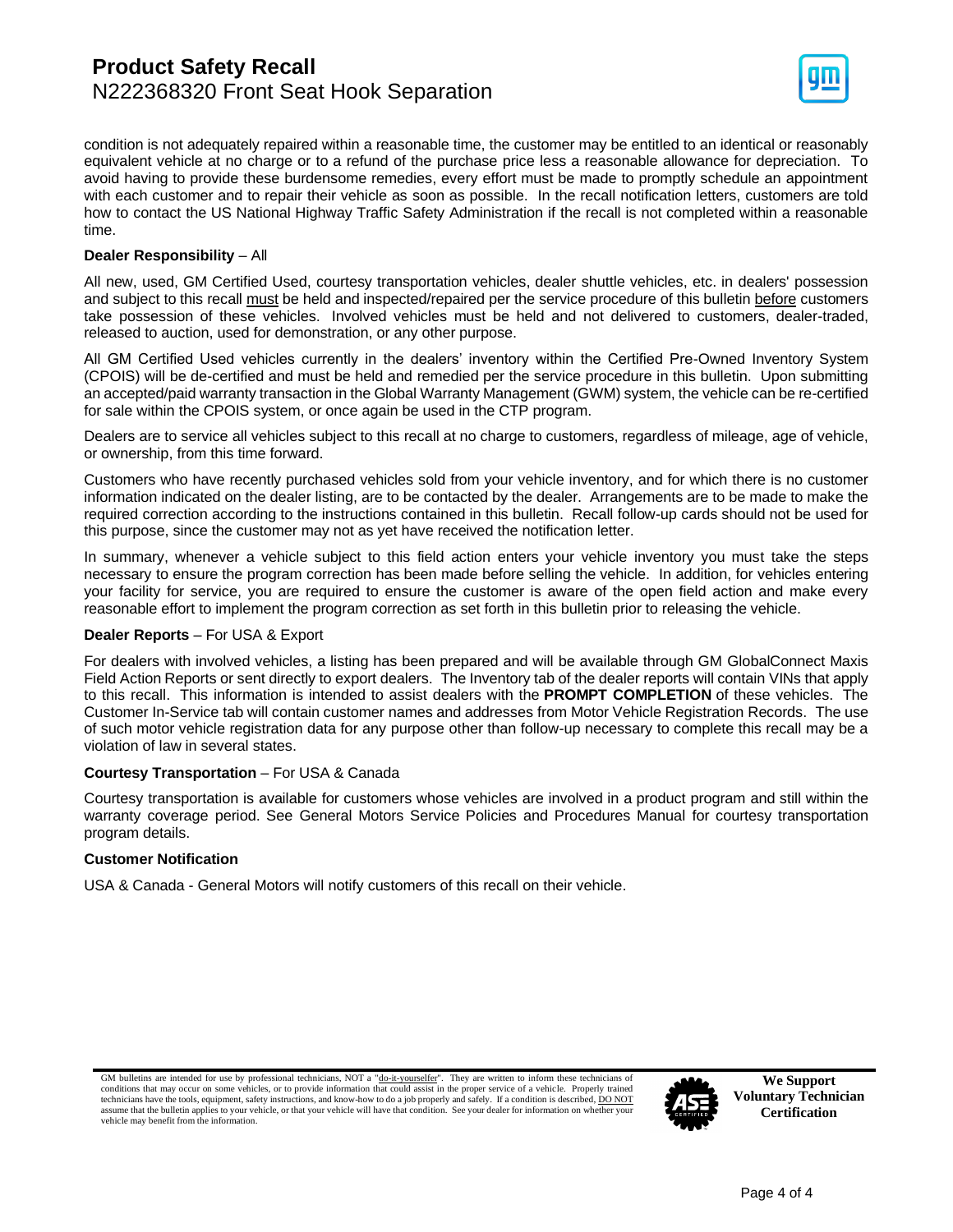condition is not adequately repaired within a reasonable time, the customer may be entitled to an identical or reasonably equivalent vehicle at no charge or to a refund of the purchase price less a reasonable allowance for depreciation. To avoid having to provide these burdensome remedies, every effort must be made to promptly schedule an appointment with each customer and to repair their vehicle as soon as possible. In the recall notification letters, customers are told how to contact the US National Highway Traffic Safety Administration if the recall is not completed within a reasonable time.

**Dealer Responsibility** – All

All new, used, GM Certified Used, courtesy transportation vehicles, dealer shuttle vehicles, etc. in dealers' possession and subject to this recall must be held and inspected/repaired per the service procedure of this bulletin before customers take possession of these vehicles. Involved vehicles must be held and not delivered to customers, dealer-traded, released to auction, used for demonstration, or any other purpose.

All GM Certified Used vehicles currently in the dealers' inventory within the Certified Pre-Owned Inventory System (CPOIS) will be de-certified and must be held and remedied per the service procedure in this bulletin. Upon submitting an accepted/paid warranty transaction in the Global Warranty Management (GWM) system, the vehicle can be re-certified for sale within the CPOIS system, or once again be used in the CTP program.

Dealers are to service all vehicles subject to this recall at no charge to customers, regardless of mileage, age of vehicle, or ownership, from this time forward.

Customers who have recently purchased vehicles sold from your vehicle inventory, and for which there is no customer information indicated on the dealer listing, are to be contacted by the dealer. Arrangements are to be made to make the required correction according to the instructions contained in this bulletin. Recall follow-up cards should not be used for this purpose, since the customer may not as yet have received the notification letter.

In summary, whenever a vehicle subject to this field action enters your vehicle inventory you must take the steps necessary to ensure the program correction has been made before selling the vehicle. In addition, for vehicles entering your facility for service, you are required to ensure the customer is aware of the open field action and make every reasonable effort to implement the program correction as set forth in this bulletin prior to releasing the vehicle.

**Dealer Reports** – For USA & Export

For dealers with involved vehicles, a listing has been prepared and will be available through GM GlobalConnect Maxis Field Action Reports or sent directly to export dealers. The Inventory tab of the dealer reports will contain VINs that apply to this recall. This information is intended to assist dealers with the **PROMPT COMPLETION** of these vehicles. The Customer In-Service tab will contain customer names and addresses from Motor Vehicle Registration Records. The use of such motor vehicle registration data for any purpose other than follow-up necessary to complete this recall may be a violation of law in several states.

**Courtesy Transportation** – For USA & Canada

Courtesy transportation is available for customers whose vehicles are involved in a product program and still within the warranty coverage period. See General Motors Service Policies and Procedures Manual for courtesy transportation program details.

**Customer Notification**

USA & Canada - General Motors will notify customers of this recall on their vehicle.